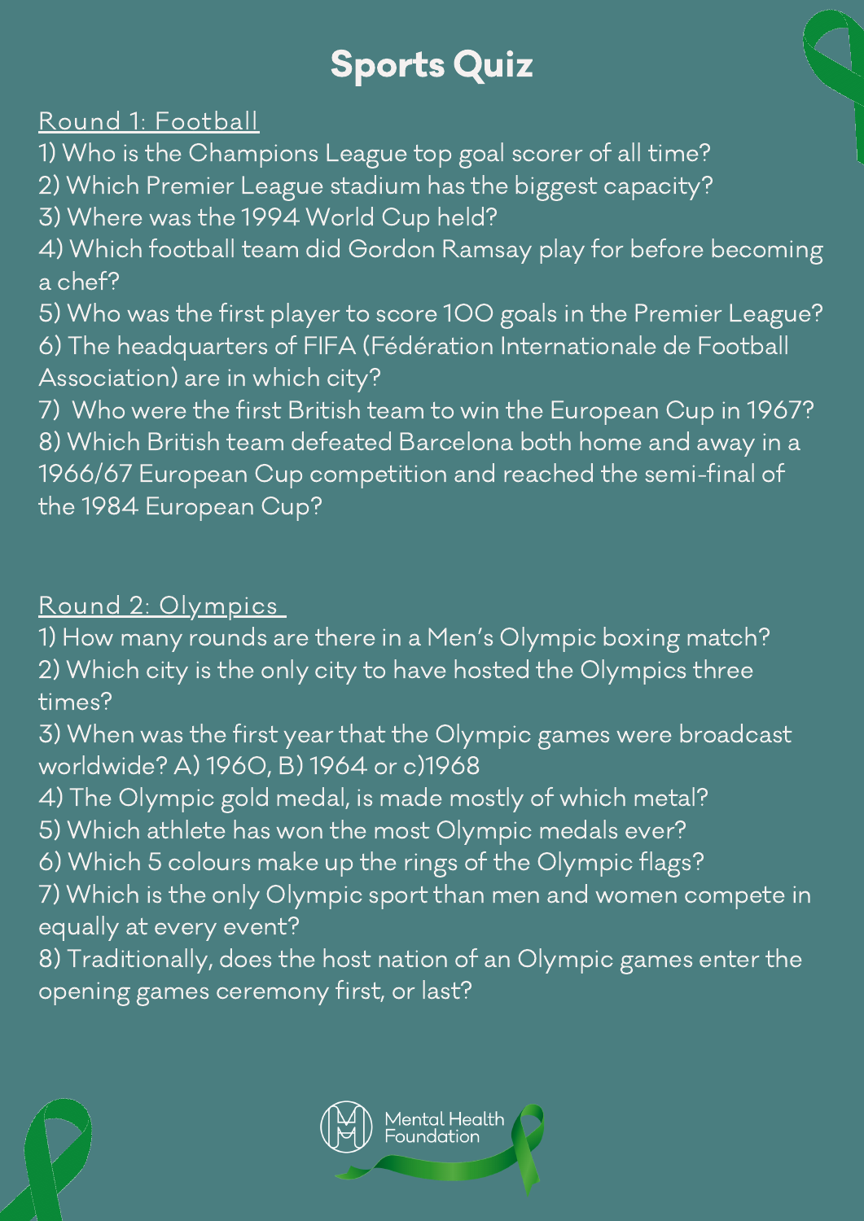# Sports Quiz

## Round 1: Football

1) Who is the Champions League top goal scorer of all time?
2) Which Premier League stadium has the biggest capacity?
3) Where was the 1994 World Cup held?
4) Which football team did Gordon Ramsay play for before becoming a chef?
5) Who was the first player to score 100 goals in the Premier League?
6) The headquarters of FIFA (Fédération Internationale de Football Association) are in which city?
7) Who were the first British team to win the European Cup in 1967?
8) Which British team defeated Barcelona both home and away in a 1966/67 European Cup competition and reached the semi-final of the 1984 European Cup?

## Round 2: Olympics

1) How many rounds are there in a Men's Olympic boxing match?
2) Which city is the only city to have hosted the Olympics three times?
3) When was the first year that the Olympic games were broadcast worldwide? A) 1960, B) 1964 or c)1968
4) The Olympic gold medal, is made mostly of which metal?
5) Which athlete has won the most Olympic medals ever?
6) Which 5 colours make up the rings of the Olympic flags?
7) Which is the only Olympic sport than men and women compete in equally at every event?
8) Traditionally, does the host nation of an Olympic games enter the opening games ceremony first, or last?

Mental Health Foundation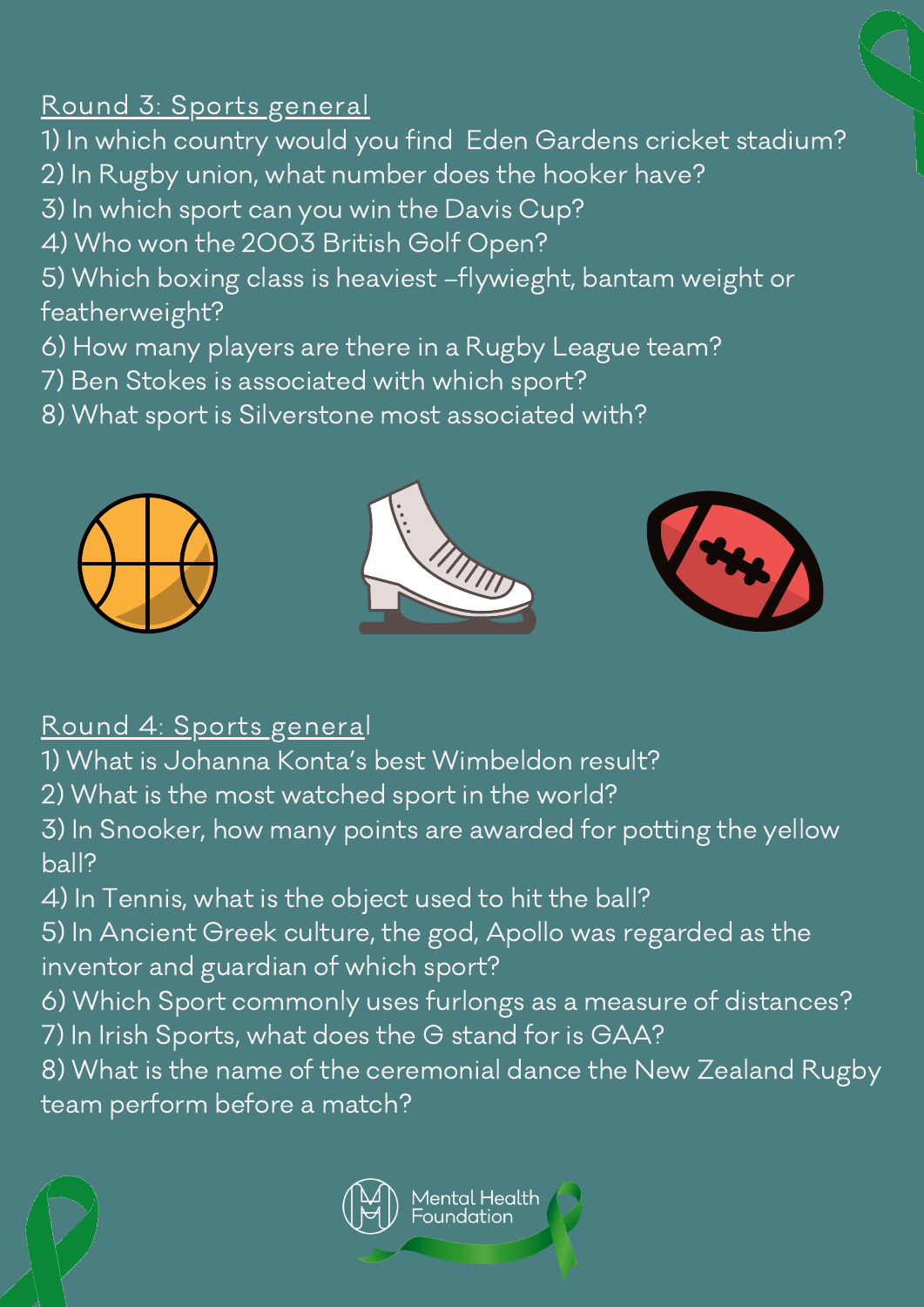## Round 3: Sports general

1) In which country would you find Eden Gardens cricket stadium?
2) In Rugby union, what number does the hooker have?
3) In which sport can you win the Davis Cup?
4) Who won the 2003 British Golf Open?
5) Which boxing class is heaviest –flywieght, bantam weight or featherweight?
6) How many players are there in a Rugby League team?
7) Ben Stokes is associated with which sport?
8) What sport is Silverstone most associated with?

## Round 4: Sports general

1) What is Johanna Konta's best Wimbeldon result?
2) What is the most watched sport in the world?
3) In Snooker, how many points are awarded for potting the yellow ball?
4) In Tennis, what is the object used to hit the ball?
5) In Ancient Greek culture, the god, Apollo was regarded as the inventor and guardian of which sport?
6) Which Sport commonly uses furlongs as a measure of distances?
7) In Irish Sports, what does the G stand for is GAA?
8) What is the name of the ceremonial dance the New Zealand Rugby team perform before a match?

Mental Health Foundation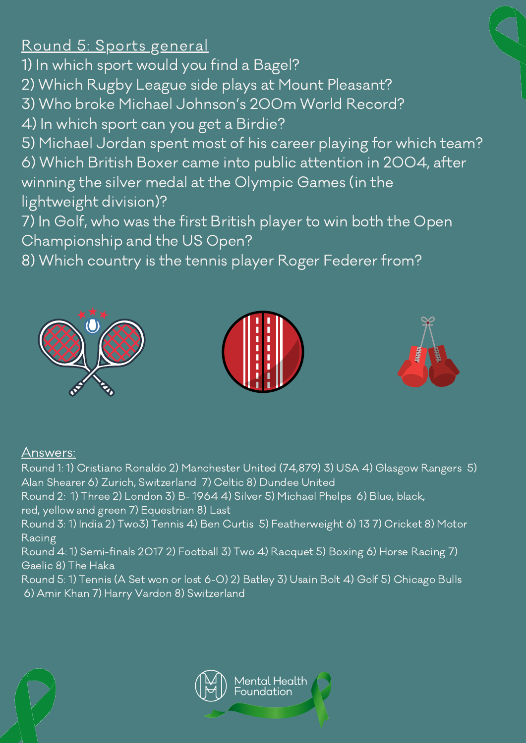## Round 5: Sports general

1) In which sport would you find a Bagel?
2) Which Rugby League side plays at Mount Pleasant?
3) Who broke Michael Johnson's 200m World Record?
4) In which sport can you get a Birdie?
5) Michael Jordan spent most of his career playing for which team?
6) Which British Boxer came into public attention in 2004, after winning the silver medal at the Olympic Games (in the lightweight division)?
7) In Golf, who was the first British player to win both the Open Championship and the US Open?
8) Which country is the tennis player Roger Federer from?

## Answers:

Round 1: 1) Cristiano Ronaldo 2) Manchester United (74,879) 3) USA 4) Glasgow Rangers 5) Alan Shearer 6) Zurich, Switzerland 7) Celtic 8) Dundee United

Round 2: 1) Three 2) London 3) B- 1964 4) Silver 5) Michael Phelps 6) Blue, black, red, yellow and green 7) Equestrian 8) Last

Round 3: 1) India 2) Two3) Tennis 4) Ben Curtis 5) Featherweight 6) 13 7) Cricket 8) Motor Racing

Round 4: 1) Semi-finals 2017 2) Football 3) Two 4) Racquet 5) Boxing 6) Horse Racing 7) Gaelic 8) The Haka

Round 5: 1) Tennis (A Set won or lost 6-0) 2) Batley 3) Usain Bolt 4) Golf 5) Chicago Bulls 6) Amir Khan 7) Harry Vardon 8) Switzerland

Mental Health Foundation